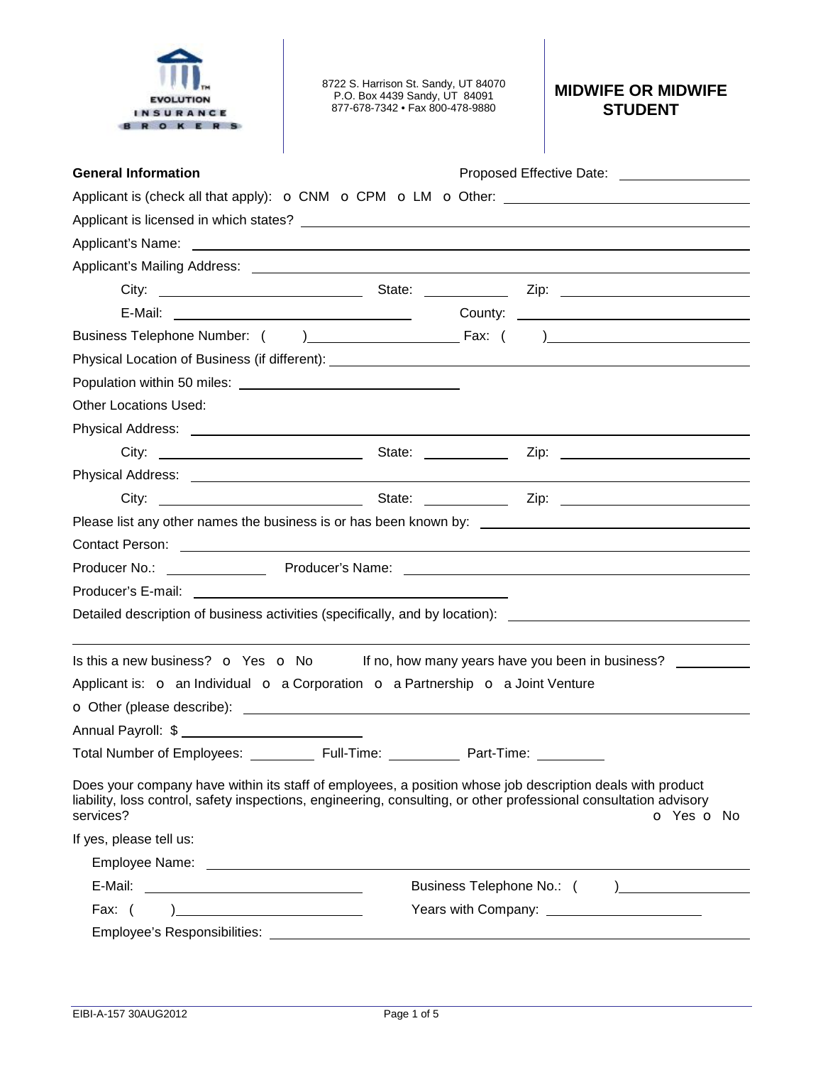EVOLUTION INSURANCE BROKERS

8722 S. Harrison St. Sandy, UT 84070
P.O. Box 4439 Sandy, UT 84091
877-678-7342 • Fax 800-478-9880

# MIDWIFE OR MIDWIFE STUDENT

**General Information** Proposed Effective Date: ________________

Applicant is (check all that apply): o CNM o CPM o LM o Other: ______________________________

Applicant is licensed in which states? ______________________________

Applicant's Name: ______________________________

Applicant's Mailing Address: ______________________________

City: ______________________ State: __________ Zip: ______________________

E-Mail: ______________________________ County: ______________________________

Business Telephone Number: ( ) ________________ Fax: ( ) ________________

Physical Location of Business (if different): ______________________________

Population within 50 miles: ______________________________

Other Locations Used:

Physical Address: ______________________________

City: ______________________ State: __________ Zip: ______________________

Physical Address: ______________________________

City: ______________________ State: __________ Zip: ______________________

Please list any other names the business is or has been known by: ______________________________

Contact Person: ______________________________

Producer No.: ____________ Producer's Name: ______________________________

Producer's E-mail: ______________________________

Detailed description of business activities (specifically, and by location): ______________________________

______________________________

Is this a new business? o Yes o No If no, how many years have you been in business? __________

Applicant is: o an Individual o a Corporation o a Partnership o a Joint Venture

o Other (please describe): ______________________________

Annual Payroll: $ ______________________

Total Number of Employees: ________ Full-Time: ________ Part-Time: ________

Does your company have within its staff of employees, a position whose job description deals with product liability, loss control, safety inspections, engineering, consulting, or other professional consultation advisory services? o Yes o No

If yes, please tell us:

Employee Name: ______________________________

E-Mail: ______________________________ Business Telephone No.: ( ) ________________

Fax: ( ) ______________________ Years with Company: ______________________

Employee's Responsibilities: ______________________________

EIBI-A-157 30AUG2012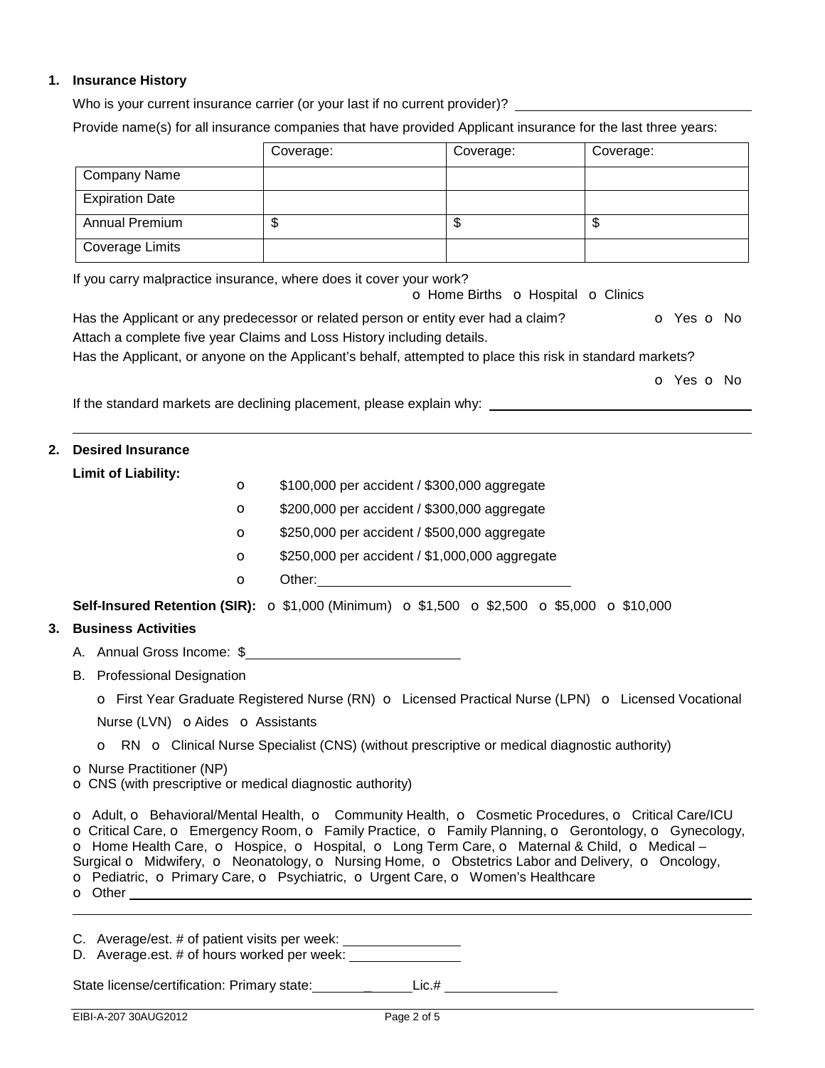**1. Insurance History**

Who is your current insurance carrier (or your last if no current provider)? ______________________________

Provide name(s) for all insurance companies that have provided Applicant insurance for the last three years:

| | Coverage: | Coverage: | Coverage: |
|---|---|---|---|
| Company Name | | | |
| Expiration Date | | | |
| Annual Premium | $ | $ | $ |
| Coverage Limits | | | |

If you carry malpractice insurance, where does it cover your work?

o Home Births o Hospital o Clinics

Has the Applicant or any predecessor or related person or entity ever had a claim? o Yes o No

Attach a complete five year Claims and Loss History including details.

Has the Applicant, or anyone on the Applicant's behalf, attempted to place this risk in standard markets?

o Yes o No

If the standard markets are declining placement, please explain why: ______________________________

______________________________________________________________________________

**2. Desired Insurance**

**Limit of Liability:**

- o $100,000 per accident / $300,000 aggregate
- o $200,000 per accident / $300,000 aggregate
- o $250,000 per accident / $500,000 aggregate
- o $250,000 per accident / $1,000,000 aggregate
- o Other: ______________________________

**Self-Insured Retention (SIR):** o $1,000 (Minimum) o $1,500 o $2,500 o $5,000 o $10,000

**3. Business Activities**

A. Annual Gross Income: $____________________________

B. Professional Designation

o First Year Graduate Registered Nurse (RN) o Licensed Practical Nurse (LPN) o Licensed Vocational Nurse (LVN) o Aides o Assistants

o RN o Clinical Nurse Specialist (CNS) (without prescriptive or medical diagnostic authority)

o Nurse Practitioner (NP)
o CNS (with prescriptive or medical diagnostic authority)

o Adult, o Behavioral/Mental Health, o Community Health, o Cosmetic Procedures, o Critical Care/ICU
o Critical Care, o Emergency Room, o Family Practice, o Family Planning, o Gerontology, o Gynecology,
o Home Health Care, o Hospice, o Hospital, o Long Term Care, o Maternal & Child, o Medical – Surgical o Midwifery, o Neonatology, o Nursing Home, o Obstetrics Labor and Delivery, o Oncology,
o Pediatric, o Primary Care, o Psychiatric, o Urgent Care, o Women's Healthcare
o Other ______________________________

______________________________________________________________________________

C. Average/est. # of patient visits per week: ______________

D. Average.est. # of hours worked per week: ______________

State license/certification: Primary state: _____________ Lic.# ______________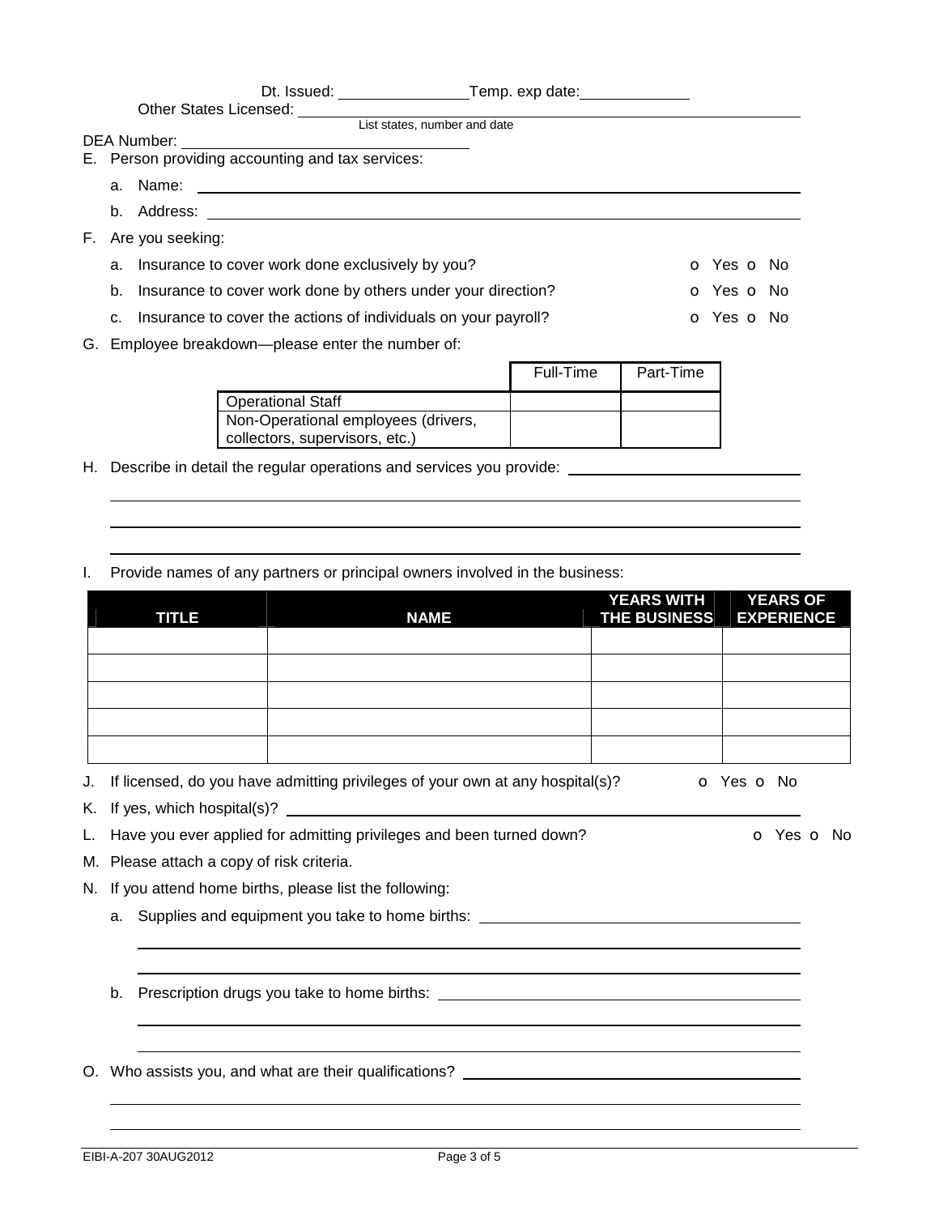Dt. Issued: _______________ Temp. exp date: ____________

Other States Licensed: ______________________________________________

List states, number and date

DEA Number: ________________________________

E. Person providing accounting and tax services:

   a. Name: ________________________________________________________________

   b. Address: ______________________________________________________________

F. Are you seeking:

   a. Insurance to cover work done exclusively by you? o Yes o No

   b. Insurance to cover work done by others under your direction? o Yes o No

   c. Insurance to cover the actions of individuals on your payroll? o Yes o No

G. Employee breakdown—please enter the number of:

| | Full-Time | Part-Time |
|---|---|---|
| Operational Staff | | |
| Non-Operational employees (drivers, collectors, supervisors, etc.) | | |

H. Describe in detail the regular operations and services you provide: ______________________________

________________________________________________________________________

________________________________________________________________________

________________________________________________________________________

I. Provide names of any partners or principal owners involved in the business:

| TITLE | NAME | YEARS WITH THE BUSINESS | YEARS OF EXPERIENCE |
|---|---|---|---|
| | | | |
| | | | |
| | | | |
| | | | |
| | | | |

J. If licensed, do you have admitting privileges of your own at any hospital(s)? o Yes o No

K. If yes, which hospital(s)? ________________________________________________________

L. Have you ever applied for admitting privileges and been turned down? o Yes o No

M. Please attach a copy of risk criteria.

N. If you attend home births, please list the following:

   a. Supplies and equipment you take to home births: ______________________________

   ________________________________________________________________________

   ________________________________________________________________________

   b. Prescription drugs you take to home births: __________________________________

   ________________________________________________________________________

   ________________________________________________________________________

O. Who assists you, and what are their qualifications? ______________________________

________________________________________________________________________

________________________________________________________________________

EIBI-A-207 30AUG2012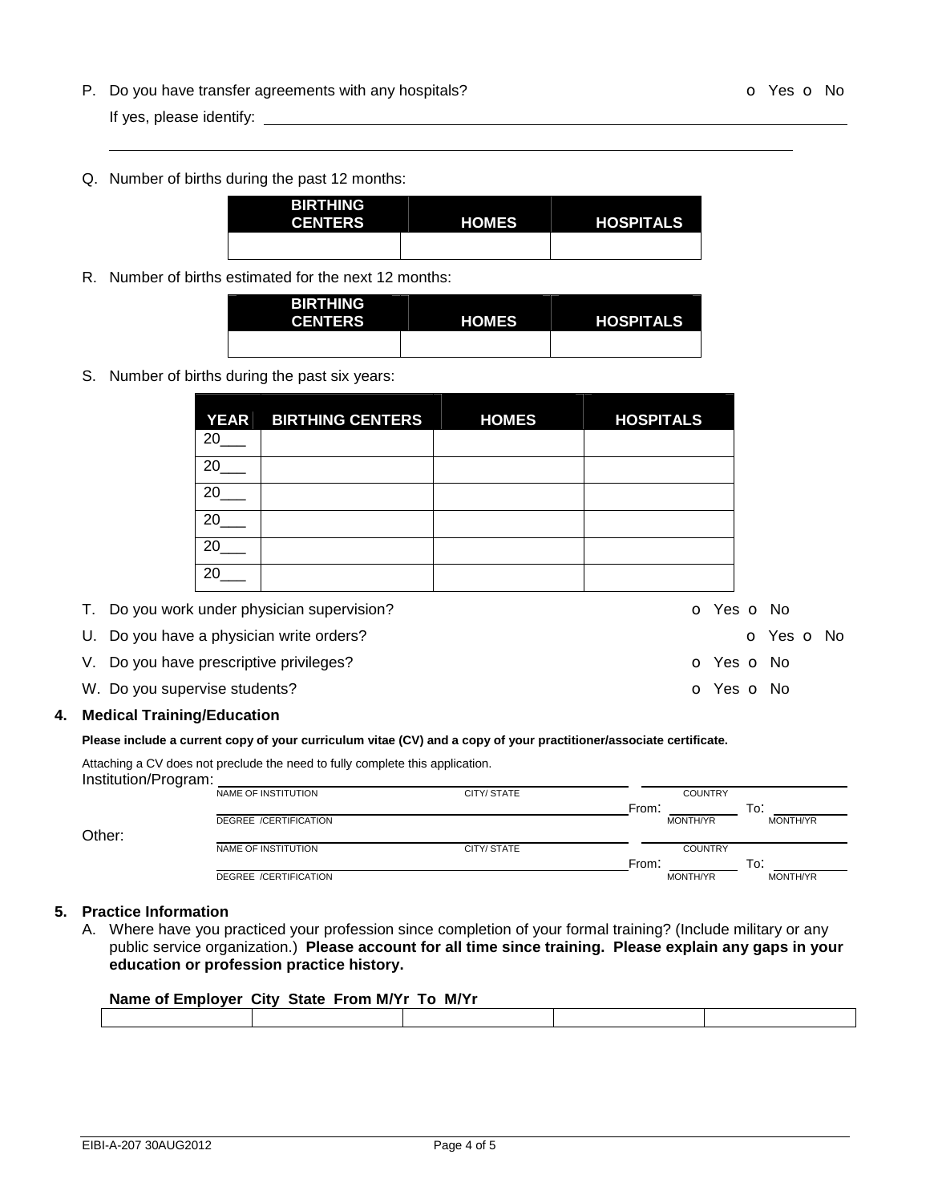P. Do you have transfer agreements with any hospitals? o Yes o No

If yes, please identify: ______________________________________________

______________________________________________

Q. Number of births during the past 12 months:

| BIRTHING CENTERS | HOMES | HOSPITALS |
|---|---|---|
| | | |

R. Number of births estimated for the next 12 months:

| BIRTHING CENTERS | HOMES | HOSPITALS |
|---|---|---|
| | | |

S. Number of births during the past six years:

| YEAR | BIRTHING CENTERS | HOMES | HOSPITALS |
|---|---|---|---|
| 20___ | | | |
| 20___ | | | |
| 20___ | | | |
| 20___ | | | |
| 20___ | | | |
| 20___ | | | |

T. Do you work under physician supervision? o Yes o No

U. Do you have a physician write orders? o Yes o No

V. Do you have prescriptive privileges? o Yes o No

W. Do you supervise students? o Yes o No

## 4. Medical Training/Education

**Please include a current copy of your curriculum vitae (CV) and a copy of your practitioner/associate certificate.**

Attaching a CV does not preclude the need to fully complete this application.

Institution/Program: ______________________________________________
NAME OF INSTITUTION CITY/ STATE COUNTRY

______________________________________________ From: __________ To: __________
DEGREE /CERTIFICATION MONTH/YR MONTH/YR

Other: ______________________________________________
NAME OF INSTITUTION CITY/ STATE COUNTRY

______________________________________________ From: __________ To: __________
DEGREE /CERTIFICATION MONTH/YR MONTH/YR

## 5. Practice Information

A. Where have you practiced your profession since completion of your formal training? (Include military or any public service organization.) **Please account for all time since training. Please explain any gaps in your education or profession practice history.**

| Name of Employer | City | State | From M/Yr | To M/Yr |
|---|---|---|---|---|
| | | | | |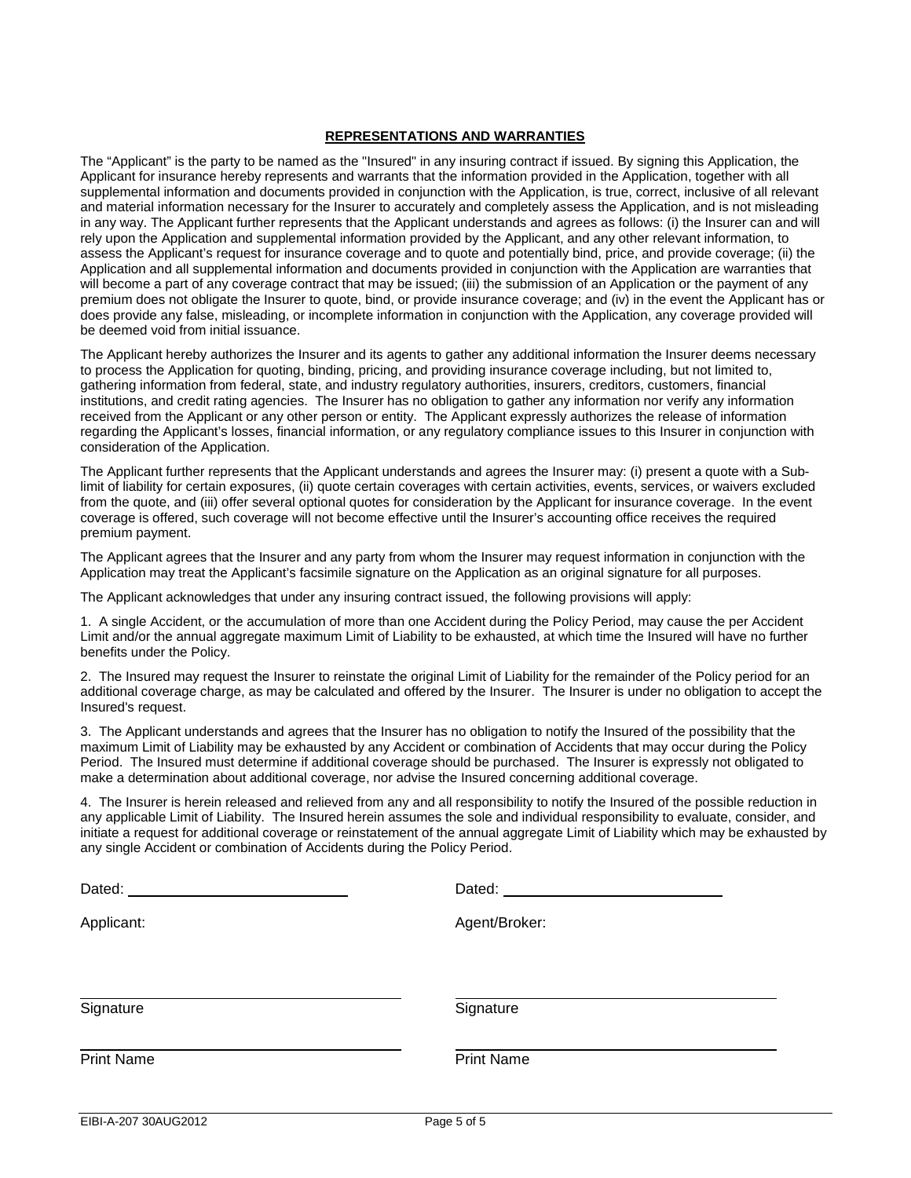## REPRESENTATIONS AND WARRANTIES

The "Applicant" is the party to be named as the "Insured" in any insuring contract if issued. By signing this Application, the Applicant for insurance hereby represents and warrants that the information provided in the Application, together with all supplemental information and documents provided in conjunction with the Application, is true, correct, inclusive of all relevant and material information necessary for the Insurer to accurately and completely assess the Application, and is not misleading in any way. The Applicant further represents that the Applicant understands and agrees as follows: (i) the Insurer can and will rely upon the Application and supplemental information provided by the Applicant, and any other relevant information, to assess the Applicant's request for insurance coverage and to quote and potentially bind, price, and provide coverage; (ii) the Application and all supplemental information and documents provided in conjunction with the Application are warranties that will become a part of any coverage contract that may be issued; (iii) the submission of an Application or the payment of any premium does not obligate the Insurer to quote, bind, or provide insurance coverage; and (iv) in the event the Applicant has or does provide any false, misleading, or incomplete information in conjunction with the Application, any coverage provided will be deemed void from initial issuance.

The Applicant hereby authorizes the Insurer and its agents to gather any additional information the Insurer deems necessary to process the Application for quoting, binding, pricing, and providing insurance coverage including, but not limited to, gathering information from federal, state, and industry regulatory authorities, insurers, creditors, customers, financial institutions, and credit rating agencies. The Insurer has no obligation to gather any information nor verify any information received from the Applicant or any other person or entity. The Applicant expressly authorizes the release of information regarding the Applicant's losses, financial information, or any regulatory compliance issues to this Insurer in conjunction with consideration of the Application.

The Applicant further represents that the Applicant understands and agrees the Insurer may: (i) present a quote with a Sub-limit of liability for certain exposures, (ii) quote certain coverages with certain activities, events, services, or waivers excluded from the quote, and (iii) offer several optional quotes for consideration by the Applicant for insurance coverage. In the event coverage is offered, such coverage will not become effective until the Insurer's accounting office receives the required premium payment.

The Applicant agrees that the Insurer and any party from whom the Insurer may request information in conjunction with the Application may treat the Applicant's facsimile signature on the Application as an original signature for all purposes.

The Applicant acknowledges that under any insuring contract issued, the following provisions will apply:

1. A single Accident, or the accumulation of more than one Accident during the Policy Period, may cause the per Accident Limit and/or the annual aggregate maximum Limit of Liability to be exhausted, at which time the Insured will have no further benefits under the Policy.

2. The Insured may request the Insurer to reinstate the original Limit of Liability for the remainder of the Policy period for an additional coverage charge, as may be calculated and offered by the Insurer. The Insurer is under no obligation to accept the Insured's request.

3. The Applicant understands and agrees that the Insurer has no obligation to notify the Insured of the possibility that the maximum Limit of Liability may be exhausted by any Accident or combination of Accidents that may occur during the Policy Period. The Insured must determine if additional coverage should be purchased. The Insurer is expressly not obligated to make a determination about additional coverage, nor advise the Insured concerning additional coverage.

4. The Insurer is herein released and relieved from any and all responsibility to notify the Insured of the possible reduction in any applicable Limit of Liability. The Insured herein assumes the sole and individual responsibility to evaluate, consider, and initiate a request for additional coverage or reinstatement of the annual aggregate Limit of Liability which may be exhausted by any single Accident or combination of Accidents during the Policy Period.

Dated: ____________________

Applicant:

____________________
Signature

____________________
Print Name

Dated: ____________________

Agent/Broker:

____________________
Signature

____________________
Print Name

EIBI-A-207 30AUG2012